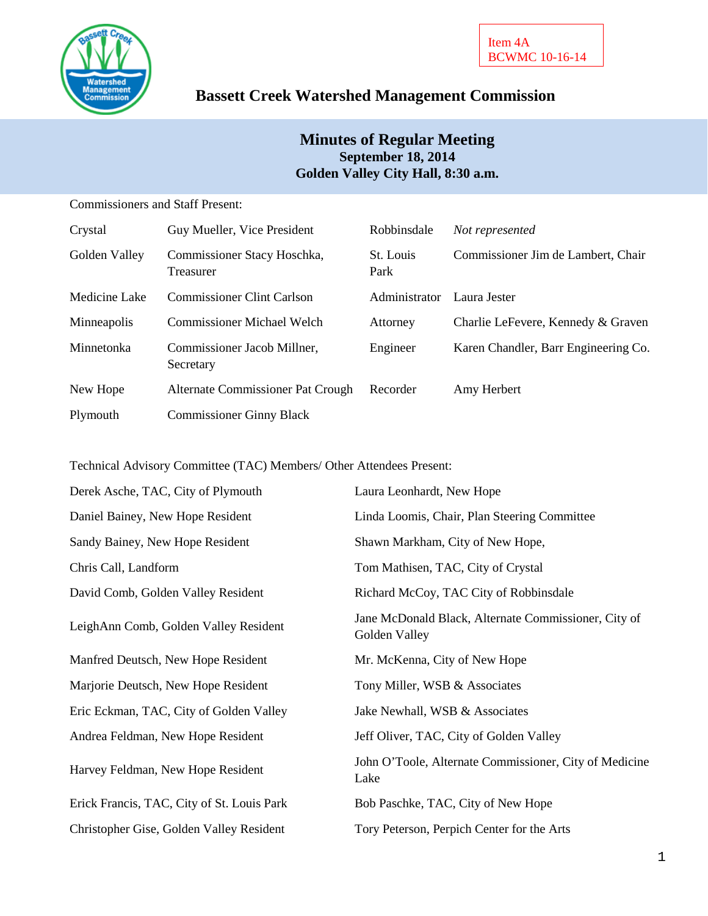Item 4A
BCWMC 10-16-14

# Bassett Creek Watershed Management Commission

## Minutes of Regular Meeting
**September 18, 2014**
**Golden Valley City Hall, 8:30 a.m.**

Commissioners and Staff Present:

| | | | |
|---|---|---|---|
| Crystal | Guy Mueller, Vice President | Robbinsdale | *Not represented* |
| Golden Valley | Commissioner Stacy Hoschka, Treasurer | St. Louis Park | Commissioner Jim de Lambert, Chair |
| Medicine Lake | Commissioner Clint Carlson | Administrator | Laura Jester |
| Minneapolis | Commissioner Michael Welch | Attorney | Charlie LeFevere, Kennedy & Graven |
| Minnetonka | Commissioner Jacob Millner, Secretary | Engineer | Karen Chandler, Barr Engineering Co. |
| New Hope | Alternate Commissioner Pat Crough | Recorder | Amy Herbert |
| Plymouth | Commissioner Ginny Black | | |

Technical Advisory Committee (TAC) Members/ Other Attendees Present:

| | |
|---|---|
| Derek Asche, TAC, City of Plymouth | Laura Leonhardt, New Hope |
| Daniel Bainey, New Hope Resident | Linda Loomis, Chair, Plan Steering Committee |
| Sandy Bainey, New Hope Resident | Shawn Markham, City of New Hope, |
| Chris Call, Landform | Tom Mathisen, TAC, City of Crystal |
| David Comb, Golden Valley Resident | Richard McCoy, TAC City of Robbinsdale |
| LeighAnn Comb, Golden Valley Resident | Jane McDonald Black, Alternate Commissioner, City of Golden Valley |
| Manfred Deutsch, New Hope Resident | Mr. McKenna, City of New Hope |
| Marjorie Deutsch, New Hope Resident | Tony Miller, WSB & Associates |
| Eric Eckman, TAC, City of Golden Valley | Jake Newhall, WSB & Associates |
| Andrea Feldman, New Hope Resident | Jeff Oliver, TAC, City of Golden Valley |
| Harvey Feldman, New Hope Resident | John O'Toole, Alternate Commissioner, City of Medicine Lake |
| Erick Francis, TAC, City of St. Louis Park | Bob Paschke, TAC, City of New Hope |
| Christopher Gise, Golden Valley Resident | Tory Peterson, Perpich Center for the Arts |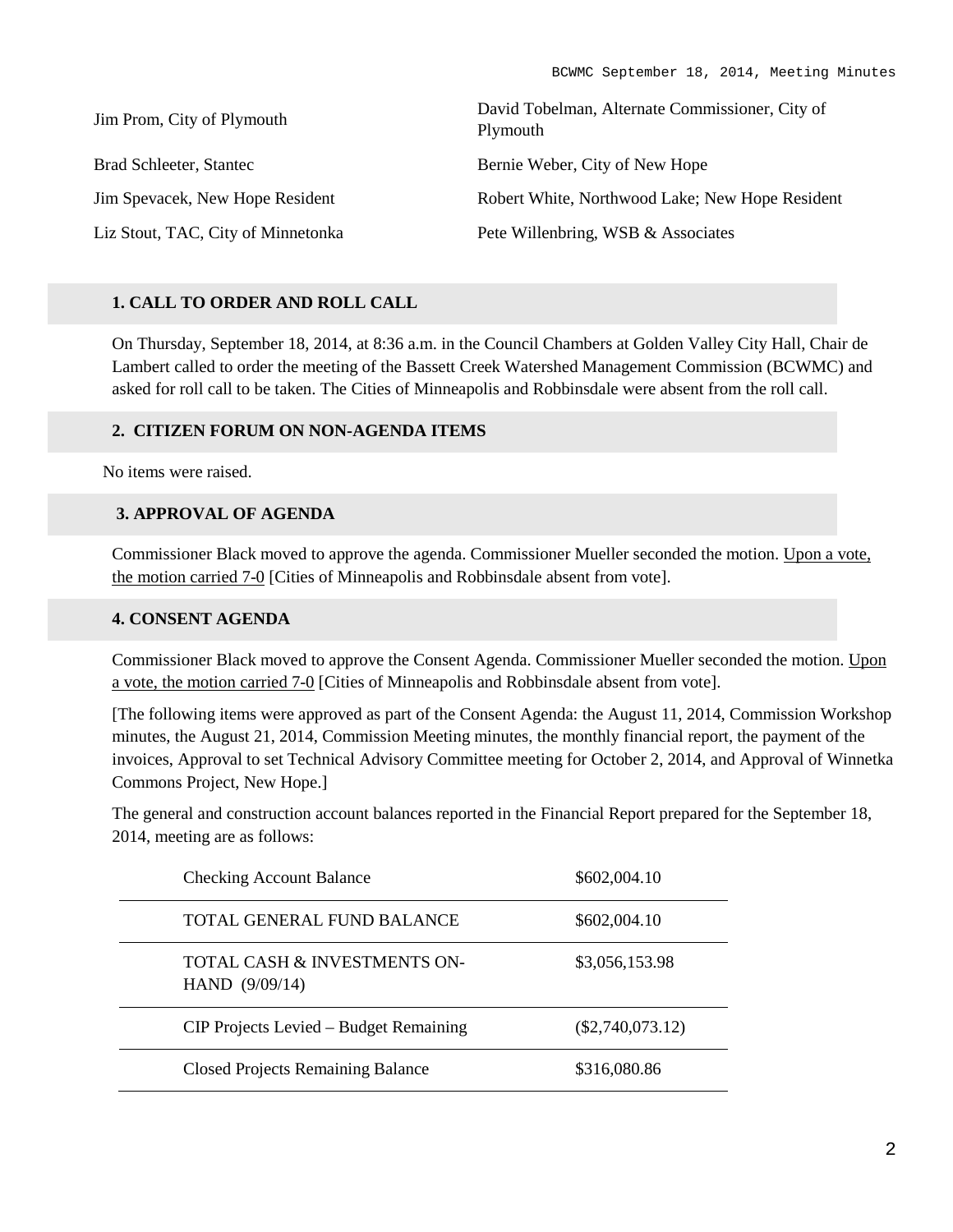Jim Prom, City of Plymouth

Brad Schleeter, Stantec

Jim Spevacek, New Hope Resident

Liz Stout, TAC, City of Minnetonka

David Tobelman, Alternate Commissioner, City of Plymouth

Bernie Weber, City of New Hope

Robert White, Northwood Lake; New Hope Resident

Pete Willenbring, WSB & Associates

## 1. CALL TO ORDER AND ROLL CALL

On Thursday, September 18, 2014, at 8:36 a.m. in the Council Chambers at Golden Valley City Hall, Chair de Lambert called to order the meeting of the Bassett Creek Watershed Management Commission (BCWMC) and asked for roll call to be taken. The Cities of Minneapolis and Robbinsdale were absent from the roll call.

## 2. CITIZEN FORUM ON NON-AGENDA ITEMS

No items were raised.

## 3. APPROVAL OF AGENDA

Commissioner Black moved to approve the agenda. Commissioner Mueller seconded the motion. Upon a vote, the motion carried 7-0 [Cities of Minneapolis and Robbinsdale absent from vote].

## 4. CONSENT AGENDA

Commissioner Black moved to approve the Consent Agenda. Commissioner Mueller seconded the motion. Upon a vote, the motion carried 7-0 [Cities of Minneapolis and Robbinsdale absent from vote].

[The following items were approved as part of the Consent Agenda: the August 11, 2014, Commission Workshop minutes, the August 21, 2014, Commission Meeting minutes, the monthly financial report, the payment of the invoices, Approval to set Technical Advisory Committee meeting for October 2, 2014, and Approval of Winnetka Commons Project, New Hope.]

The general and construction account balances reported in the Financial Report prepared for the September 18, 2014, meeting are as follows:

| | |
|---|---|
| Checking Account Balance | $602,004.10 |
| TOTAL GENERAL FUND BALANCE | $602,004.10 |
| TOTAL CASH & INVESTMENTS ON-HAND (9/09/14) | $3,056,153.98 |
| CIP Projects Levied – Budget Remaining | ($2,740,073.12) |
| Closed Projects Remaining Balance | $316,080.86 |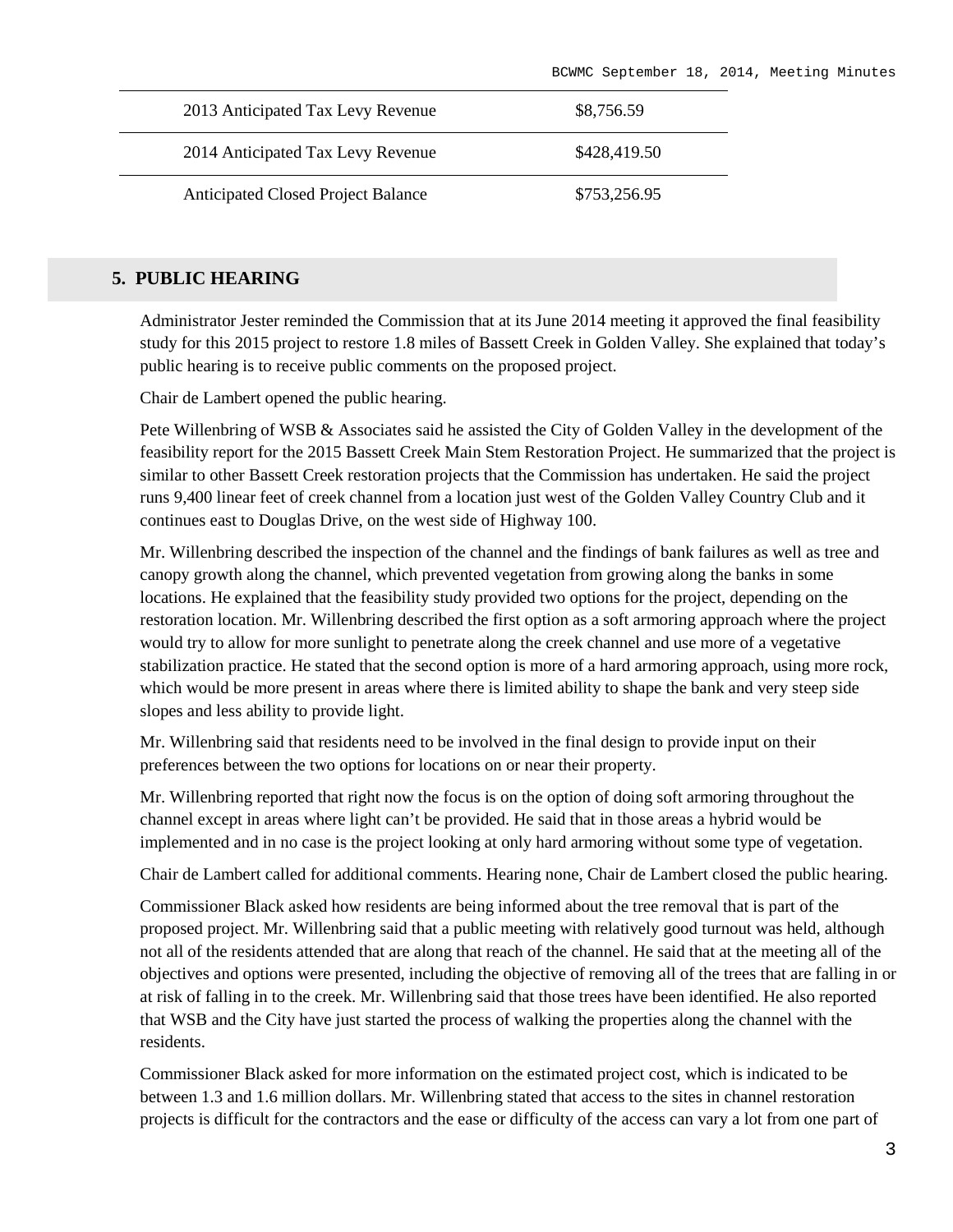| | |
|---|---|
| 2013 Anticipated Tax Levy Revenue | $8,756.59 |
| 2014 Anticipated Tax Levy Revenue | $428,419.50 |
| Anticipated Closed Project Balance | $753,256.95 |

## 5. PUBLIC HEARING

Administrator Jester reminded the Commission that at its June 2014 meeting it approved the final feasibility study for this 2015 project to restore 1.8 miles of Bassett Creek in Golden Valley. She explained that today's public hearing is to receive public comments on the proposed project.

Chair de Lambert opened the public hearing.

Pete Willenbring of WSB & Associates said he assisted the City of Golden Valley in the development of the feasibility report for the 2015 Bassett Creek Main Stem Restoration Project. He summarized that the project is similar to other Bassett Creek restoration projects that the Commission has undertaken. He said the project runs 9,400 linear feet of creek channel from a location just west of the Golden Valley Country Club and it continues east to Douglas Drive, on the west side of Highway 100.

Mr. Willenbring described the inspection of the channel and the findings of bank failures as well as tree and canopy growth along the channel, which prevented vegetation from growing along the banks in some locations. He explained that the feasibility study provided two options for the project, depending on the restoration location. Mr. Willenbring described the first option as a soft armoring approach where the project would try to allow for more sunlight to penetrate along the creek channel and use more of a vegetative stabilization practice. He stated that the second option is more of a hard armoring approach, using more rock, which would be more present in areas where there is limited ability to shape the bank and very steep side slopes and less ability to provide light.

Mr. Willenbring said that residents need to be involved in the final design to provide input on their preferences between the two options for locations on or near their property.

Mr. Willenbring reported that right now the focus is on the option of doing soft armoring throughout the channel except in areas where light can't be provided. He said that in those areas a hybrid would be implemented and in no case is the project looking at only hard armoring without some type of vegetation.

Chair de Lambert called for additional comments. Hearing none, Chair de Lambert closed the public hearing.

Commissioner Black asked how residents are being informed about the tree removal that is part of the proposed project. Mr. Willenbring said that a public meeting with relatively good turnout was held, although not all of the residents attended that are along that reach of the channel. He said that at the meeting all of the objectives and options were presented, including the objective of removing all of the trees that are falling in or at risk of falling in to the creek. Mr. Willenbring said that those trees have been identified. He also reported that WSB and the City have just started the process of walking the properties along the channel with the residents.

Commissioner Black asked for more information on the estimated project cost, which is indicated to be between 1.3 and 1.6 million dollars. Mr. Willenbring stated that access to the sites in channel restoration projects is difficult for the contractors and the ease or difficulty of the access can vary a lot from one part of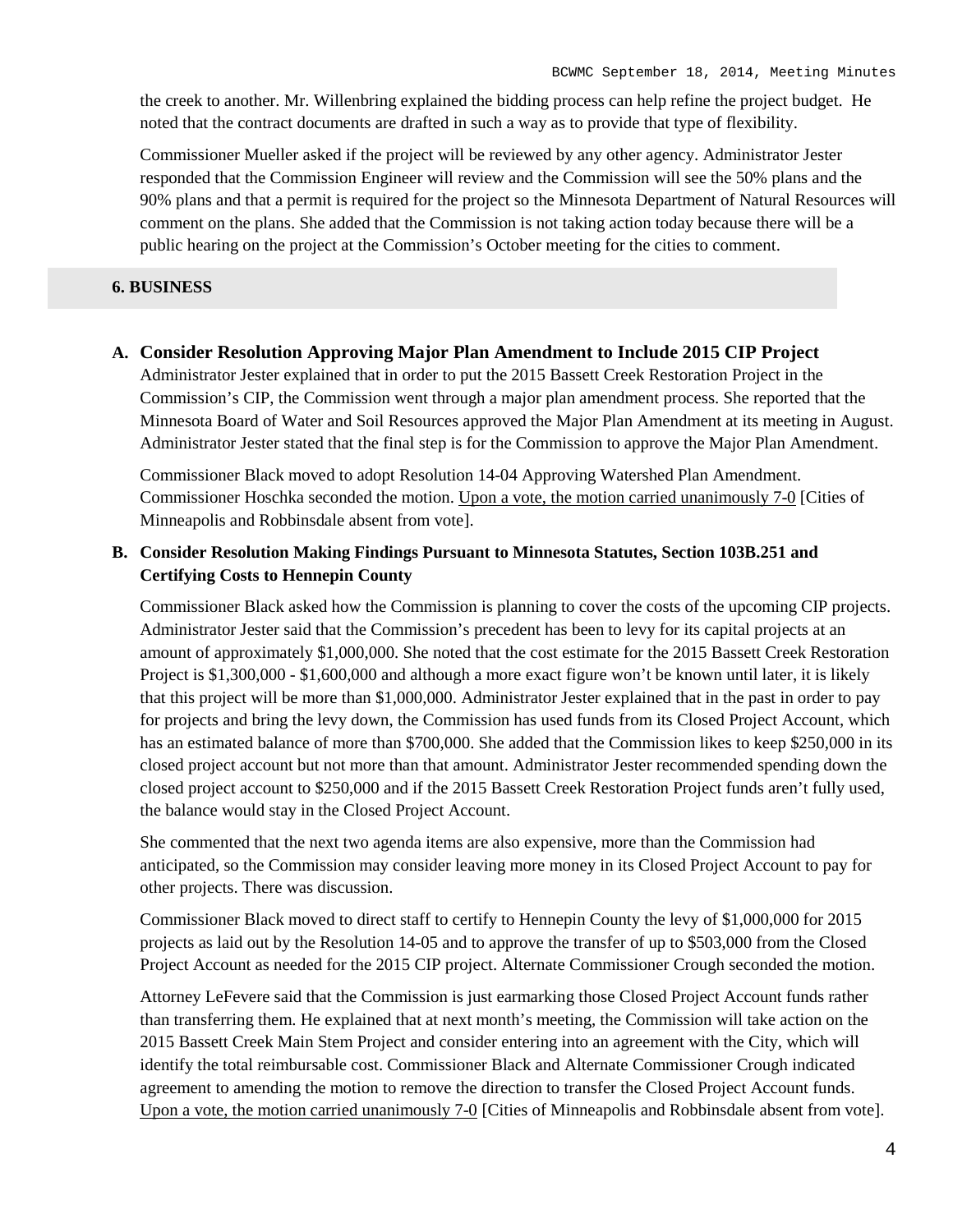the creek to another. Mr. Willenbring explained the bidding process can help refine the project budget. He noted that the contract documents are drafted in such a way as to provide that type of flexibility.

Commissioner Mueller asked if the project will be reviewed by any other agency. Administrator Jester responded that the Commission Engineer will review and the Commission will see the 50% plans and the 90% plans and that a permit is required for the project so the Minnesota Department of Natural Resources will comment on the plans. She added that the Commission is not taking action today because there will be a public hearing on the project at the Commission's October meeting for the cities to comment.

## 6. BUSINESS

### A. Consider Resolution Approving Major Plan Amendment to Include 2015 CIP Project

Administrator Jester explained that in order to put the 2015 Bassett Creek Restoration Project in the Commission's CIP, the Commission went through a major plan amendment process. She reported that the Minnesota Board of Water and Soil Resources approved the Major Plan Amendment at its meeting in August. Administrator Jester stated that the final step is for the Commission to approve the Major Plan Amendment.

Commissioner Black moved to adopt Resolution 14-04 Approving Watershed Plan Amendment. Commissioner Hoschka seconded the motion. <u>Upon a vote, the motion carried unanimously 7-0</u> [Cities of Minneapolis and Robbinsdale absent from vote].

### B. Consider Resolution Making Findings Pursuant to Minnesota Statutes, Section 103B.251 and Certifying Costs to Hennepin County

Commissioner Black asked how the Commission is planning to cover the costs of the upcoming CIP projects. Administrator Jester said that the Commission's precedent has been to levy for its capital projects at an amount of approximately $1,000,000. She noted that the cost estimate for the 2015 Bassett Creek Restoration Project is $1,300,000 - $1,600,000 and although a more exact figure won't be known until later, it is likely that this project will be more than $1,000,000. Administrator Jester explained that in the past in order to pay for projects and bring the levy down, the Commission has used funds from its Closed Project Account, which has an estimated balance of more than $700,000. She added that the Commission likes to keep $250,000 in its closed project account but not more than that amount. Administrator Jester recommended spending down the closed project account to $250,000 and if the 2015 Bassett Creek Restoration Project funds aren't fully used, the balance would stay in the Closed Project Account.

She commented that the next two agenda items are also expensive, more than the Commission had anticipated, so the Commission may consider leaving more money in its Closed Project Account to pay for other projects. There was discussion.

Commissioner Black moved to direct staff to certify to Hennepin County the levy of $1,000,000 for 2015 projects as laid out by the Resolution 14-05 and to approve the transfer of up to $503,000 from the Closed Project Account as needed for the 2015 CIP project. Alternate Commissioner Crough seconded the motion.

Attorney LeFevere said that the Commission is just earmarking those Closed Project Account funds rather than transferring them. He explained that at next month's meeting, the Commission will take action on the 2015 Bassett Creek Main Stem Project and consider entering into an agreement with the City, which will identify the total reimbursable cost. Commissioner Black and Alternate Commissioner Crough indicated agreement to amending the motion to remove the direction to transfer the Closed Project Account funds. <u>Upon a vote, the motion carried unanimously 7-0</u> [Cities of Minneapolis and Robbinsdale absent from vote].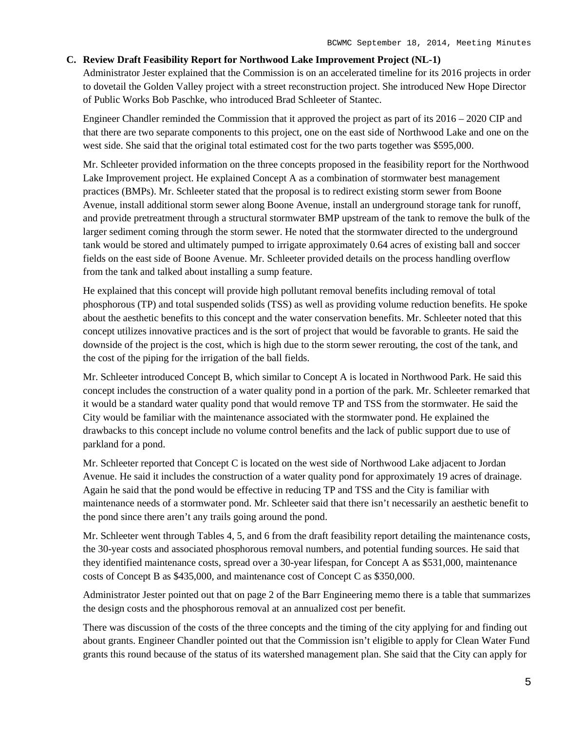### C. Review Draft Feasibility Report for Northwood Lake Improvement Project (NL-1)

Administrator Jester explained that the Commission is on an accelerated timeline for its 2016 projects in order to dovetail the Golden Valley project with a street reconstruction project. She introduced New Hope Director of Public Works Bob Paschke, who introduced Brad Schleeter of Stantec.

Engineer Chandler reminded the Commission that it approved the project as part of its 2016 – 2020 CIP and that there are two separate components to this project, one on the east side of Northwood Lake and one on the west side. She said that the original total estimated cost for the two parts together was $595,000.

Mr. Schleeter provided information on the three concepts proposed in the feasibility report for the Northwood Lake Improvement project. He explained Concept A as a combination of stormwater best management practices (BMPs). Mr. Schleeter stated that the proposal is to redirect existing storm sewer from Boone Avenue, install additional storm sewer along Boone Avenue, install an underground storage tank for runoff, and provide pretreatment through a structural stormwater BMP upstream of the tank to remove the bulk of the larger sediment coming through the storm sewer. He noted that the stormwater directed to the underground tank would be stored and ultimately pumped to irrigate approximately 0.64 acres of existing ball and soccer fields on the east side of Boone Avenue. Mr. Schleeter provided details on the process handling overflow from the tank and talked about installing a sump feature.

He explained that this concept will provide high pollutant removal benefits including removal of total phosphorous (TP) and total suspended solids (TSS) as well as providing volume reduction benefits. He spoke about the aesthetic benefits to this concept and the water conservation benefits. Mr. Schleeter noted that this concept utilizes innovative practices and is the sort of project that would be favorable to grants. He said the downside of the project is the cost, which is high due to the storm sewer rerouting, the cost of the tank, and the cost of the piping for the irrigation of the ball fields.

Mr. Schleeter introduced Concept B, which similar to Concept A is located in Northwood Park. He said this concept includes the construction of a water quality pond in a portion of the park. Mr. Schleeter remarked that it would be a standard water quality pond that would remove TP and TSS from the stormwater. He said the City would be familiar with the maintenance associated with the stormwater pond. He explained the drawbacks to this concept include no volume control benefits and the lack of public support due to use of parkland for a pond.

Mr. Schleeter reported that Concept C is located on the west side of Northwood Lake adjacent to Jordan Avenue. He said it includes the construction of a water quality pond for approximately 19 acres of drainage. Again he said that the pond would be effective in reducing TP and TSS and the City is familiar with maintenance needs of a stormwater pond. Mr. Schleeter said that there isn't necessarily an aesthetic benefit to the pond since there aren't any trails going around the pond.

Mr. Schleeter went through Tables 4, 5, and 6 from the draft feasibility report detailing the maintenance costs, the 30-year costs and associated phosphorous removal numbers, and potential funding sources. He said that they identified maintenance costs, spread over a 30-year lifespan, for Concept A as $531,000, maintenance costs of Concept B as $435,000, and maintenance cost of Concept C as $350,000.

Administrator Jester pointed out that on page 2 of the Barr Engineering memo there is a table that summarizes the design costs and the phosphorous removal at an annualized cost per benefit.

There was discussion of the costs of the three concepts and the timing of the city applying for and finding out about grants. Engineer Chandler pointed out that the Commission isn't eligible to apply for Clean Water Fund grants this round because of the status of its watershed management plan. She said that the City can apply for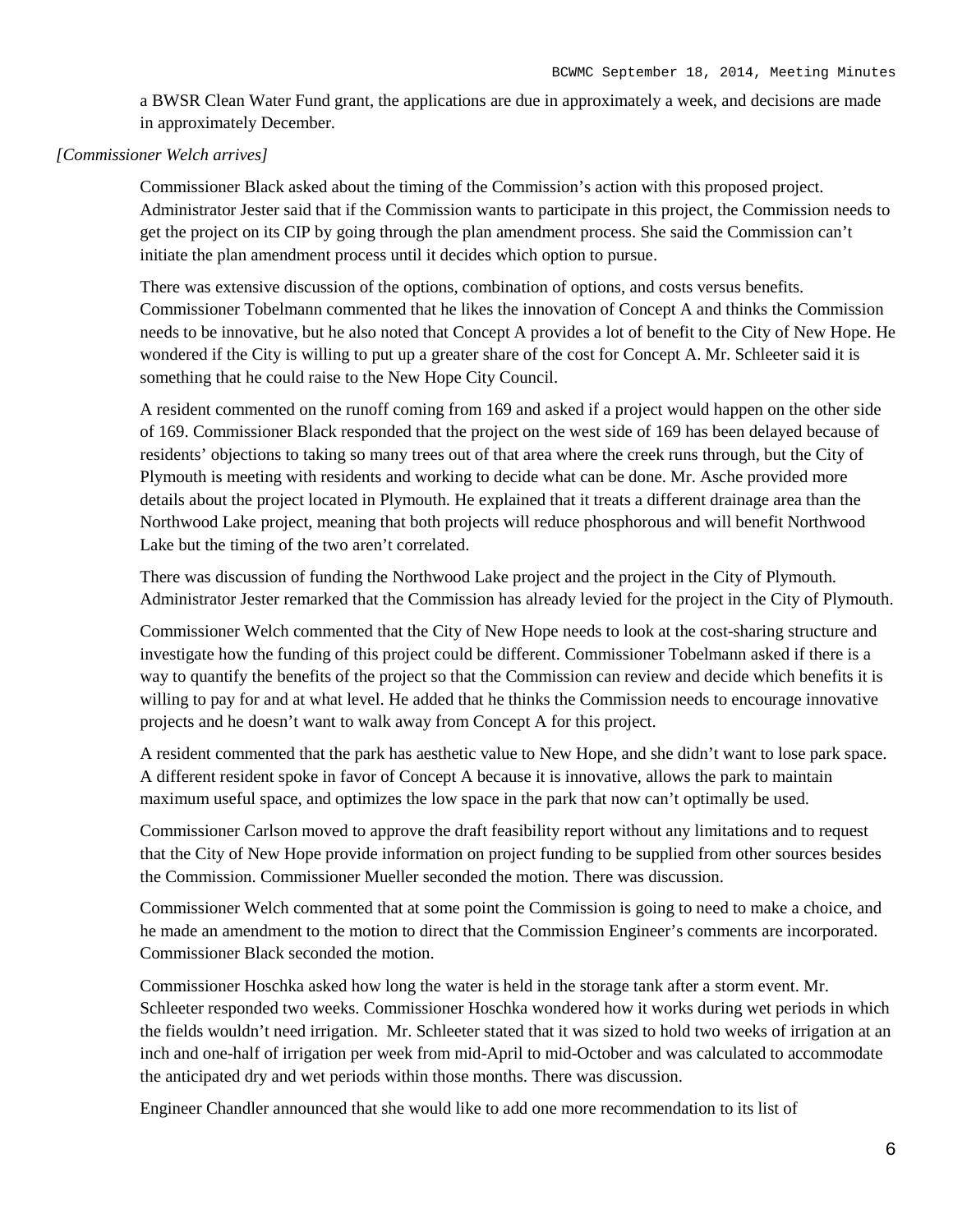a BWSR Clean Water Fund grant, the applications are due in approximately a week, and decisions are made in approximately December.

*[Commissioner Welch arrives]*

Commissioner Black asked about the timing of the Commission's action with this proposed project. Administrator Jester said that if the Commission wants to participate in this project, the Commission needs to get the project on its CIP by going through the plan amendment process. She said the Commission can't initiate the plan amendment process until it decides which option to pursue.

There was extensive discussion of the options, combination of options, and costs versus benefits. Commissioner Tobelmann commented that he likes the innovation of Concept A and thinks the Commission needs to be innovative, but he also noted that Concept A provides a lot of benefit to the City of New Hope. He wondered if the City is willing to put up a greater share of the cost for Concept A. Mr. Schleeter said it is something that he could raise to the New Hope City Council.

A resident commented on the runoff coming from 169 and asked if a project would happen on the other side of 169. Commissioner Black responded that the project on the west side of 169 has been delayed because of residents' objections to taking so many trees out of that area where the creek runs through, but the City of Plymouth is meeting with residents and working to decide what can be done. Mr. Asche provided more details about the project located in Plymouth. He explained that it treats a different drainage area than the Northwood Lake project, meaning that both projects will reduce phosphorous and will benefit Northwood Lake but the timing of the two aren't correlated.

There was discussion of funding the Northwood Lake project and the project in the City of Plymouth. Administrator Jester remarked that the Commission has already levied for the project in the City of Plymouth.

Commissioner Welch commented that the City of New Hope needs to look at the cost-sharing structure and investigate how the funding of this project could be different. Commissioner Tobelmann asked if there is a way to quantify the benefits of the project so that the Commission can review and decide which benefits it is willing to pay for and at what level. He added that he thinks the Commission needs to encourage innovative projects and he doesn't want to walk away from Concept A for this project.

A resident commented that the park has aesthetic value to New Hope, and she didn't want to lose park space. A different resident spoke in favor of Concept A because it is innovative, allows the park to maintain maximum useful space, and optimizes the low space in the park that now can't optimally be used.

Commissioner Carlson moved to approve the draft feasibility report without any limitations and to request that the City of New Hope provide information on project funding to be supplied from other sources besides the Commission. Commissioner Mueller seconded the motion. There was discussion.

Commissioner Welch commented that at some point the Commission is going to need to make a choice, and he made an amendment to the motion to direct that the Commission Engineer's comments are incorporated. Commissioner Black seconded the motion.

Commissioner Hoschka asked how long the water is held in the storage tank after a storm event. Mr. Schleeter responded two weeks. Commissioner Hoschka wondered how it works during wet periods in which the fields wouldn't need irrigation. Mr. Schleeter stated that it was sized to hold two weeks of irrigation at an inch and one-half of irrigation per week from mid-April to mid-October and was calculated to accommodate the anticipated dry and wet periods within those months. There was discussion.

Engineer Chandler announced that she would like to add one more recommendation to its list of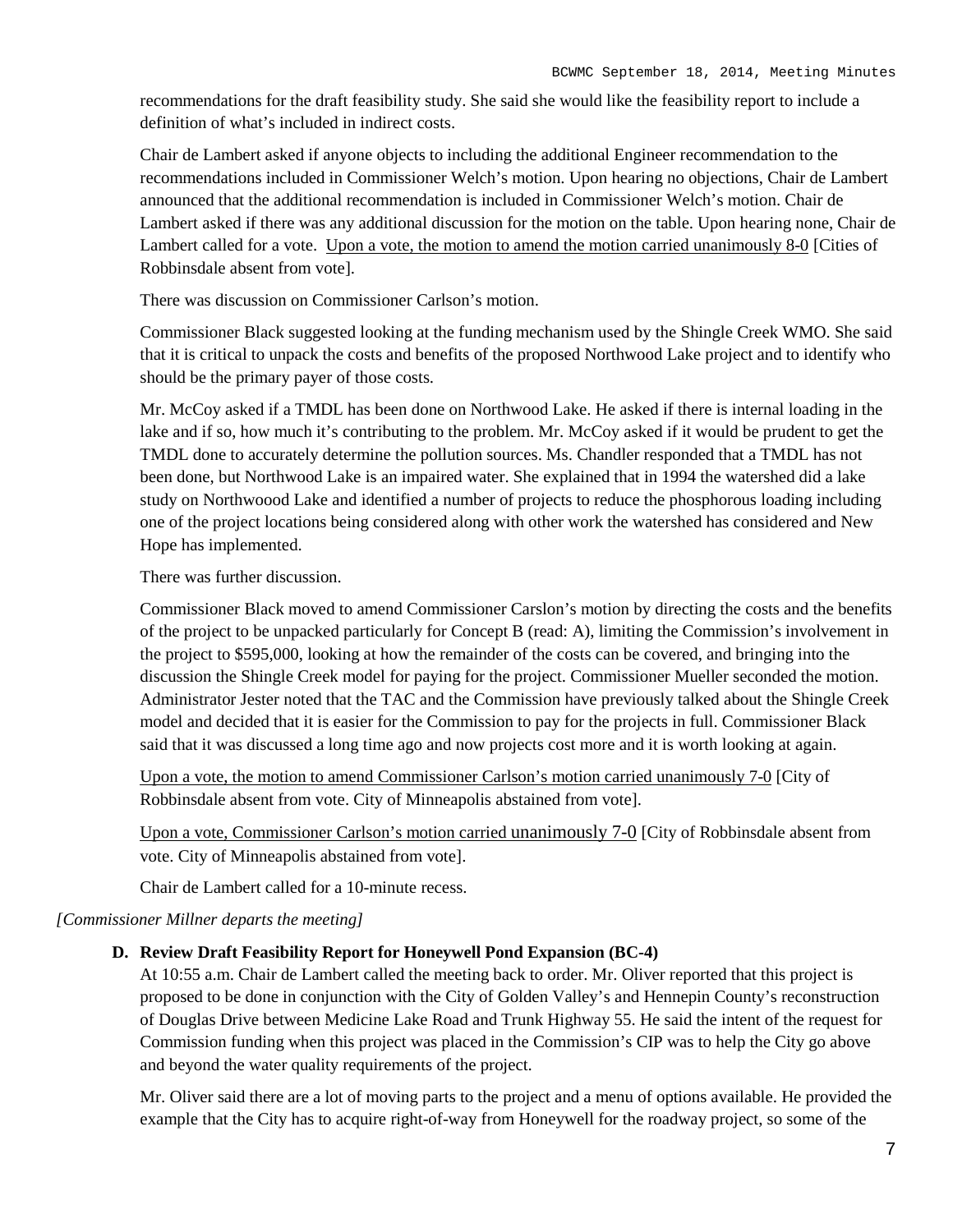recommendations for the draft feasibility study. She said she would like the feasibility report to include a definition of what's included in indirect costs.

Chair de Lambert asked if anyone objects to including the additional Engineer recommendation to the recommendations included in Commissioner Welch's motion. Upon hearing no objections, Chair de Lambert announced that the additional recommendation is included in Commissioner Welch's motion. Chair de Lambert asked if there was any additional discussion for the motion on the table. Upon hearing none, Chair de Lambert called for a vote. Upon a vote, the motion to amend the motion carried unanimously 8-0 [Cities of Robbinsdale absent from vote].

There was discussion on Commissioner Carlson's motion.

Commissioner Black suggested looking at the funding mechanism used by the Shingle Creek WMO. She said that it is critical to unpack the costs and benefits of the proposed Northwood Lake project and to identify who should be the primary payer of those costs.

Mr. McCoy asked if a TMDL has been done on Northwood Lake. He asked if there is internal loading in the lake and if so, how much it's contributing to the problem. Mr. McCoy asked if it would be prudent to get the TMDL done to accurately determine the pollution sources. Ms. Chandler responded that a TMDL has not been done, but Northwood Lake is an impaired water. She explained that in 1994 the watershed did a lake study on Northwoood Lake and identified a number of projects to reduce the phosphorous loading including one of the project locations being considered along with other work the watershed has considered and New Hope has implemented.

There was further discussion.

Commissioner Black moved to amend Commissioner Carslon's motion by directing the costs and the benefits of the project to be unpacked particularly for Concept B (read: A), limiting the Commission's involvement in the project to $595,000, looking at how the remainder of the costs can be covered, and bringing into the discussion the Shingle Creek model for paying for the project. Commissioner Mueller seconded the motion. Administrator Jester noted that the TAC and the Commission have previously talked about the Shingle Creek model and decided that it is easier for the Commission to pay for the projects in full. Commissioner Black said that it was discussed a long time ago and now projects cost more and it is worth looking at again.

Upon a vote, the motion to amend Commissioner Carlson's motion carried unanimously 7-0 [City of Robbinsdale absent from vote. City of Minneapolis abstained from vote].

Upon a vote, Commissioner Carlson's motion carried unanimously 7-0 [City of Robbinsdale absent from vote. City of Minneapolis abstained from vote].

Chair de Lambert called for a 10-minute recess.

*[Commissioner Millner departs the meeting]*

**D. Review Draft Feasibility Report for Honeywell Pond Expansion (BC-4)**

At 10:55 a.m. Chair de Lambert called the meeting back to order. Mr. Oliver reported that this project is proposed to be done in conjunction with the City of Golden Valley's and Hennepin County's reconstruction of Douglas Drive between Medicine Lake Road and Trunk Highway 55. He said the intent of the request for Commission funding when this project was placed in the Commission's CIP was to help the City go above and beyond the water quality requirements of the project.

Mr. Oliver said there are a lot of moving parts to the project and a menu of options available. He provided the example that the City has to acquire right-of-way from Honeywell for the roadway project, so some of the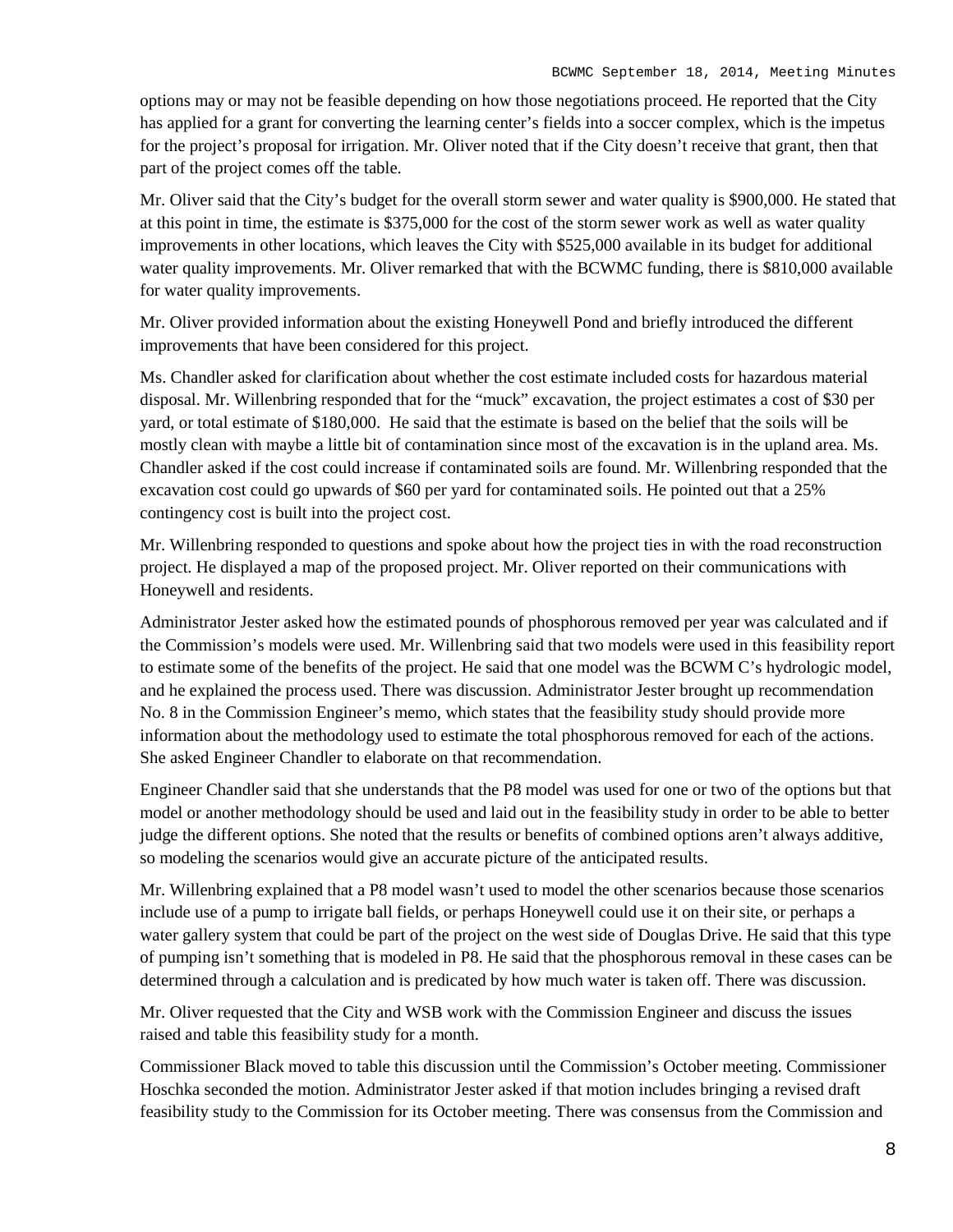options may or may not be feasible depending on how those negotiations proceed. He reported that the City has applied for a grant for converting the learning center's fields into a soccer complex, which is the impetus for the project's proposal for irrigation. Mr. Oliver noted that if the City doesn't receive that grant, then that part of the project comes off the table.

Mr. Oliver said that the City's budget for the overall storm sewer and water quality is $900,000. He stated that at this point in time, the estimate is $375,000 for the cost of the storm sewer work as well as water quality improvements in other locations, which leaves the City with $525,000 available in its budget for additional water quality improvements. Mr. Oliver remarked that with the BCWMC funding, there is $810,000 available for water quality improvements.

Mr. Oliver provided information about the existing Honeywell Pond and briefly introduced the different improvements that have been considered for this project.

Ms. Chandler asked for clarification about whether the cost estimate included costs for hazardous material disposal. Mr. Willenbring responded that for the "muck" excavation, the project estimates a cost of $30 per yard, or total estimate of $180,000. He said that the estimate is based on the belief that the soils will be mostly clean with maybe a little bit of contamination since most of the excavation is in the upland area. Ms. Chandler asked if the cost could increase if contaminated soils are found. Mr. Willenbring responded that the excavation cost could go upwards of $60 per yard for contaminated soils. He pointed out that a 25% contingency cost is built into the project cost.

Mr. Willenbring responded to questions and spoke about how the project ties in with the road reconstruction project. He displayed a map of the proposed project. Mr. Oliver reported on their communications with Honeywell and residents.

Administrator Jester asked how the estimated pounds of phosphorous removed per year was calculated and if the Commission's models were used. Mr. Willenbring said that two models were used in this feasibility report to estimate some of the benefits of the project. He said that one model was the BCWM C's hydrologic model, and he explained the process used. There was discussion. Administrator Jester brought up recommendation No. 8 in the Commission Engineer's memo, which states that the feasibility study should provide more information about the methodology used to estimate the total phosphorous removed for each of the actions. She asked Engineer Chandler to elaborate on that recommendation.

Engineer Chandler said that she understands that the P8 model was used for one or two of the options but that model or another methodology should be used and laid out in the feasibility study in order to be able to better judge the different options. She noted that the results or benefits of combined options aren't always additive, so modeling the scenarios would give an accurate picture of the anticipated results.

Mr. Willenbring explained that a P8 model wasn't used to model the other scenarios because those scenarios include use of a pump to irrigate ball fields, or perhaps Honeywell could use it on their site, or perhaps a water gallery system that could be part of the project on the west side of Douglas Drive. He said that this type of pumping isn't something that is modeled in P8. He said that the phosphorous removal in these cases can be determined through a calculation and is predicated by how much water is taken off. There was discussion.

Mr. Oliver requested that the City and WSB work with the Commission Engineer and discuss the issues raised and table this feasibility study for a month.

Commissioner Black moved to table this discussion until the Commission's October meeting. Commissioner Hoschka seconded the motion. Administrator Jester asked if that motion includes bringing a revised draft feasibility study to the Commission for its October meeting. There was consensus from the Commission and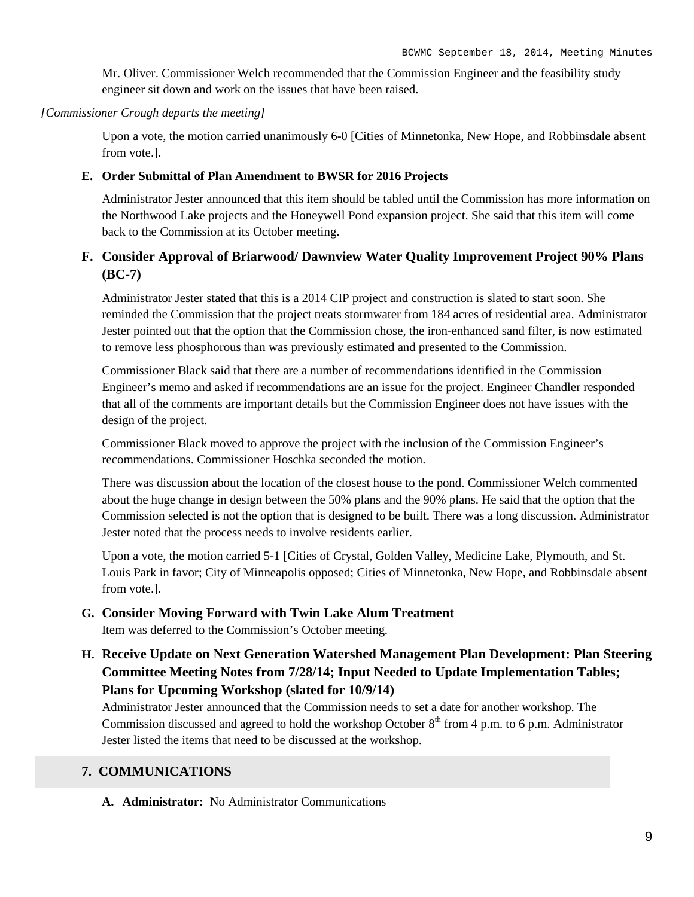Mr. Oliver. Commissioner Welch recommended that the Commission Engineer and the feasibility study engineer sit down and work on the issues that have been raised.

*[Commissioner Crough departs the meeting]*

Upon a vote, the motion carried unanimously 6-0 [Cities of Minnetonka, New Hope, and Robbinsdale absent from vote.].

**E. Order Submittal of Plan Amendment to BWSR for 2016 Projects**

Administrator Jester announced that this item should be tabled until the Commission has more information on the Northwood Lake projects and the Honeywell Pond expansion project. She said that this item will come back to the Commission at its October meeting.

**F. Consider Approval of Briarwood/ Dawnview Water Quality Improvement Project 90% Plans (BC-7)**

Administrator Jester stated that this is a 2014 CIP project and construction is slated to start soon. She reminded the Commission that the project treats stormwater from 184 acres of residential area. Administrator Jester pointed out that the option that the Commission chose, the iron-enhanced sand filter, is now estimated to remove less phosphorous than was previously estimated and presented to the Commission.

Commissioner Black said that there are a number of recommendations identified in the Commission Engineer's memo and asked if recommendations are an issue for the project. Engineer Chandler responded that all of the comments are important details but the Commission Engineer does not have issues with the design of the project.

Commissioner Black moved to approve the project with the inclusion of the Commission Engineer's recommendations. Commissioner Hoschka seconded the motion.

There was discussion about the location of the closest house to the pond. Commissioner Welch commented about the huge change in design between the 50% plans and the 90% plans. He said that the option that the Commission selected is not the option that is designed to be built. There was a long discussion. Administrator Jester noted that the process needs to involve residents earlier.

Upon a vote, the motion carried 5-1 [Cities of Crystal, Golden Valley, Medicine Lake, Plymouth, and St. Louis Park in favor; City of Minneapolis opposed; Cities of Minnetonka, New Hope, and Robbinsdale absent from vote.].

**G. Consider Moving Forward with Twin Lake Alum Treatment**

Item was deferred to the Commission's October meeting.

**H. Receive Update on Next Generation Watershed Management Plan Development: Plan Steering Committee Meeting Notes from 7/28/14; Input Needed to Update Implementation Tables; Plans for Upcoming Workshop (slated for 10/9/14)**

Administrator Jester announced that the Commission needs to set a date for another workshop. The Commission discussed and agreed to hold the workshop October 8th from 4 p.m. to 6 p.m. Administrator Jester listed the items that need to be discussed at the workshop.

## 7. COMMUNICATIONS

**A. Administrator:** No Administrator Communications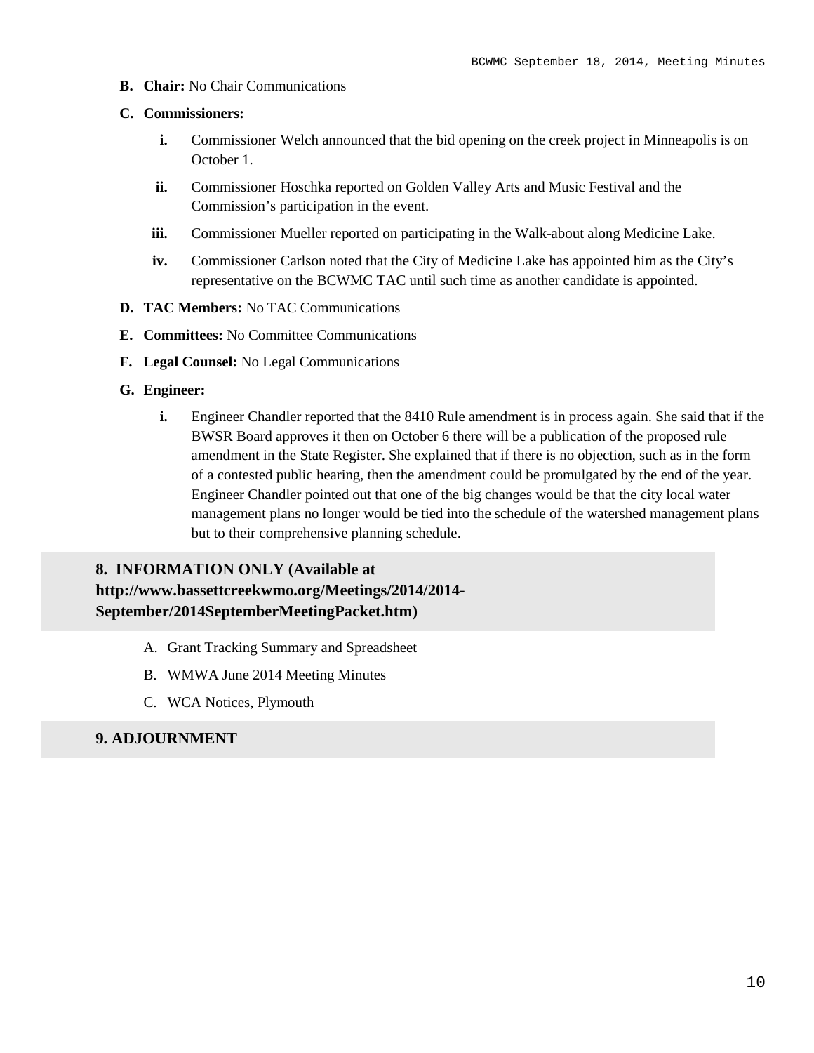**B. Chair:** No Chair Communications

**C. Commissioners:**

- **i.** Commissioner Welch announced that the bid opening on the creek project in Minneapolis is on October 1.
- **ii.** Commissioner Hoschka reported on Golden Valley Arts and Music Festival and the Commission's participation in the event.
- **iii.** Commissioner Mueller reported on participating in the Walk-about along Medicine Lake.
- **iv.** Commissioner Carlson noted that the City of Medicine Lake has appointed him as the City's representative on the BCWMC TAC until such time as another candidate is appointed.

**D. TAC Members:** No TAC Communications

**E. Committees:** No Committee Communications

**F. Legal Counsel:** No Legal Communications

**G. Engineer:**

- **i.** Engineer Chandler reported that the 8410 Rule amendment is in process again. She said that if the BWSR Board approves it then on October 6 there will be a publication of the proposed rule amendment in the State Register. She explained that if there is no objection, such as in the form of a contested public hearing, then the amendment could be promulgated by the end of the year. Engineer Chandler pointed out that one of the big changes would be that the city local water management plans no longer would be tied into the schedule of the watershed management plans but to their comprehensive planning schedule.

## 8. INFORMATION ONLY (Available at http://www.bassettcreekwmo.org/Meetings/2014/2014-September/2014SeptemberMeetingPacket.htm)

A. Grant Tracking Summary and Spreadsheet

B. WMWA June 2014 Meeting Minutes

C. WCA Notices, Plymouth

## 9. ADJOURNMENT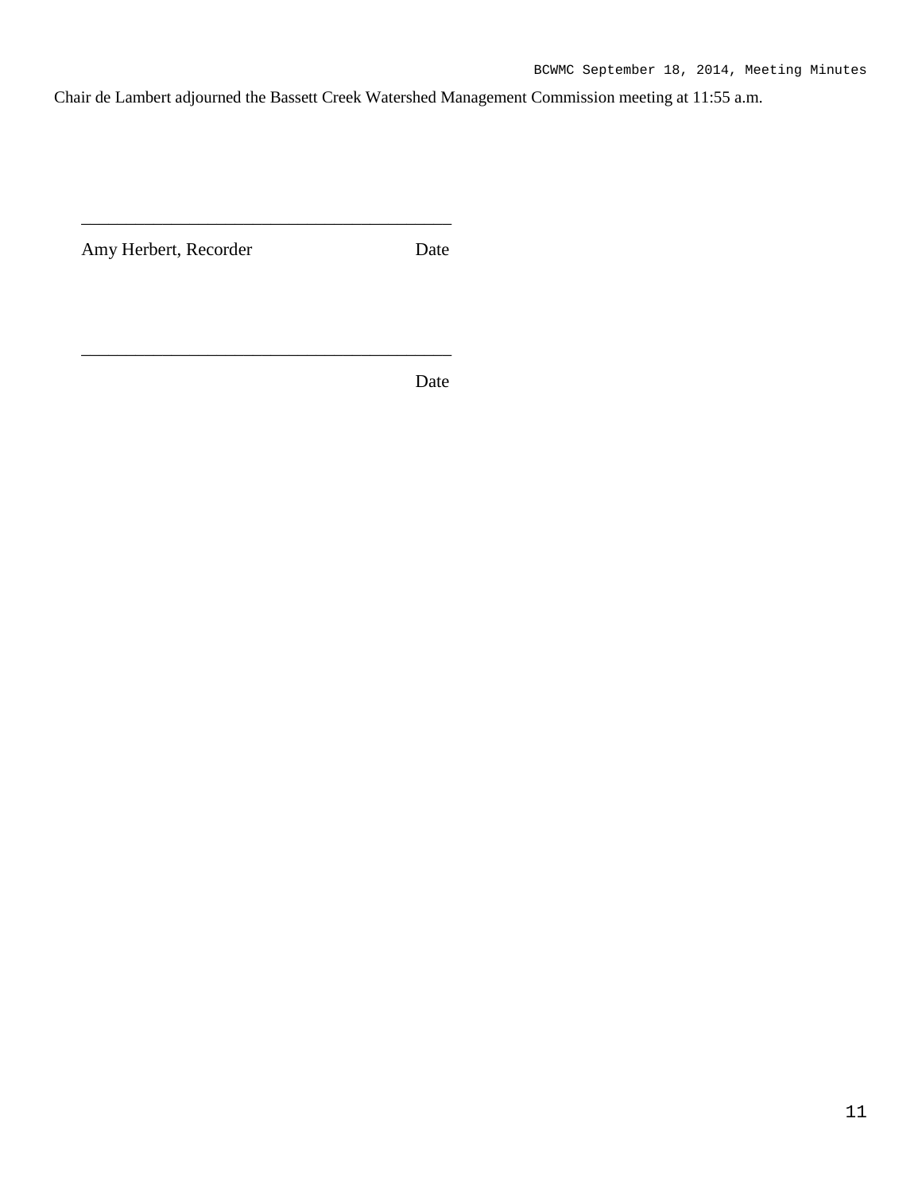Chair de Lambert adjourned the Bassett Creek Watershed Management Commission meeting at 11:55 a.m.

\_\_\_\_\_\_\_\_\_\_\_\_\_\_\_\_\_\_\_\_\_\_\_\_\_\_\_\_\_\_\_\_\_\_\_\_\_\_\_\_\_\_

Amy Herbert, Recorder                    Date

\_\_\_\_\_\_\_\_\_\_\_\_\_\_\_\_\_\_\_\_\_\_\_\_\_\_\_\_\_\_\_\_\_\_\_\_\_\_\_\_\_\_

Date